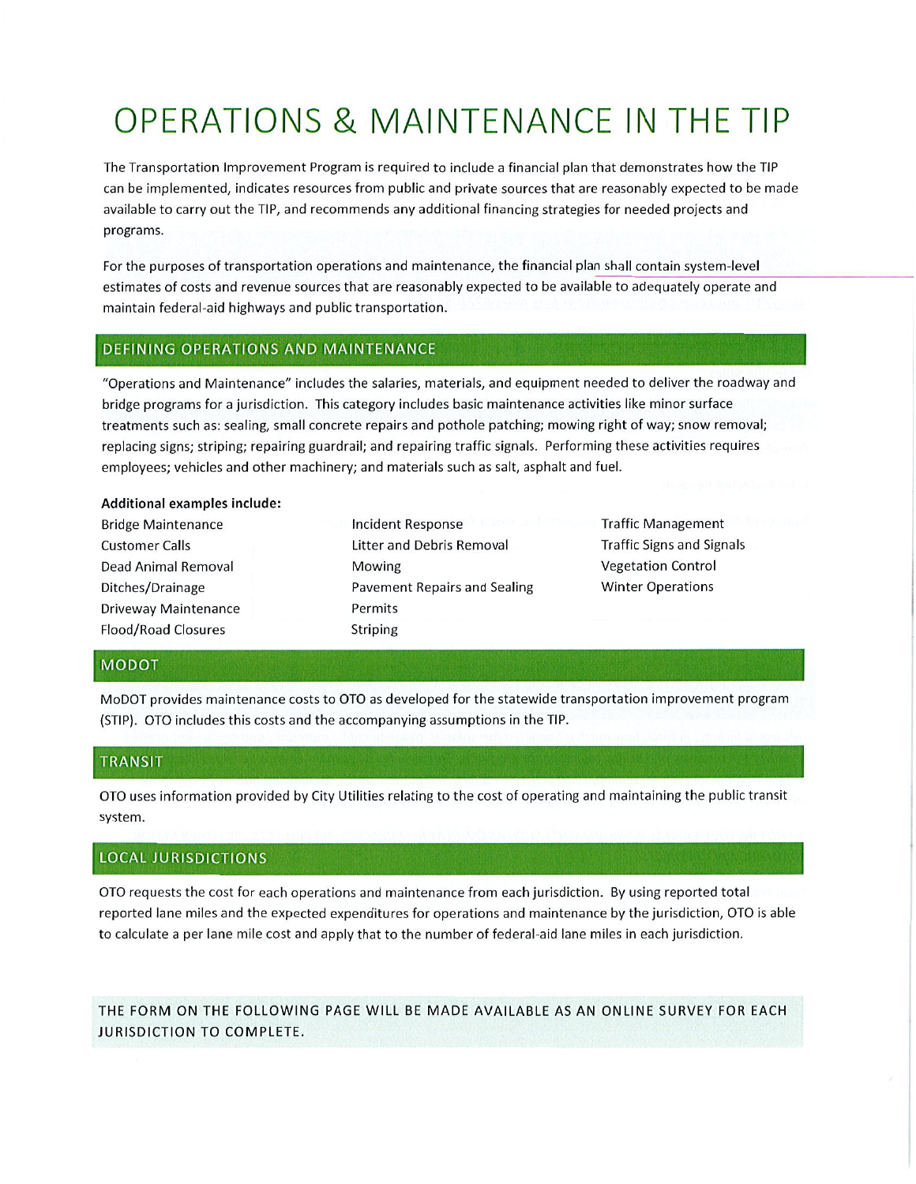# OPERATIONS & MAINTENANCE IN THE TIP

The Transportation Improvement Program is required to include a financial plan that demonstrates how the TIP can be implemented, indicates resources from public and private sources that are reasonably expected to be made available to carry out the TIP, and recommends any additional financing strategies for needed projects and programs.

For the purposes of transportation operations and maintenance, the financial plan shall contain system-level estimates of costs and revenue sources that are reasonably expected to be available to adequately operate and maintain federal-aid highways and public transportation.

## DEFINING OPERATIONS AND MAINTENANCE

"Operations and Maintenance" includes the salaries, materials, and equipment needed to deliver the roadway and bridge programs for a jurisdiction. This category includes basic maintenance activities like minor surface treatments such as: sealing, small concrete repairs and pothole patching; mowing right of way; snow removal; replacing signs; striping; repairing guardrail; and repairing traffic signals. Performing these activities requires employees; vehicles and other machinery; and materials such as salt, asphalt and fuel.

**Additional examples include:**

- Bridge Maintenance
- Customer Calls
- Dead Animal Removal
- Ditches/Drainage
- Driveway Maintenance
- Flood/Road Closures
- Incident Response
- Litter and Debris Removal
- Mowing
- Pavement Repairs and Sealing
- Permits
- Striping
- Traffic Management
- Traffic Signs and Signals
- Vegetation Control
- Winter Operations

## MODOT

MoDOT provides maintenance costs to OTO as developed for the statewide transportation improvement program (STIP). OTO includes this costs and the accompanying assumptions in the TIP.

## TRANSIT

OTO uses information provided by City Utilities relating to the cost of operating and maintaining the public transit system.

## LOCAL JURISDICTIONS

OTO requests the cost for each operations and maintenance from each jurisdiction. By using reported total reported lane miles and the expected expenditures for operations and maintenance by the jurisdiction, OTO is able to calculate a per lane mile cost and apply that to the number of federal-aid lane miles in each jurisdiction.

THE FORM ON THE FOLLOWING PAGE WILL BE MADE AVAILABLE AS AN ONLINE SURVEY FOR EACH JURISDICTION TO COMPLETE.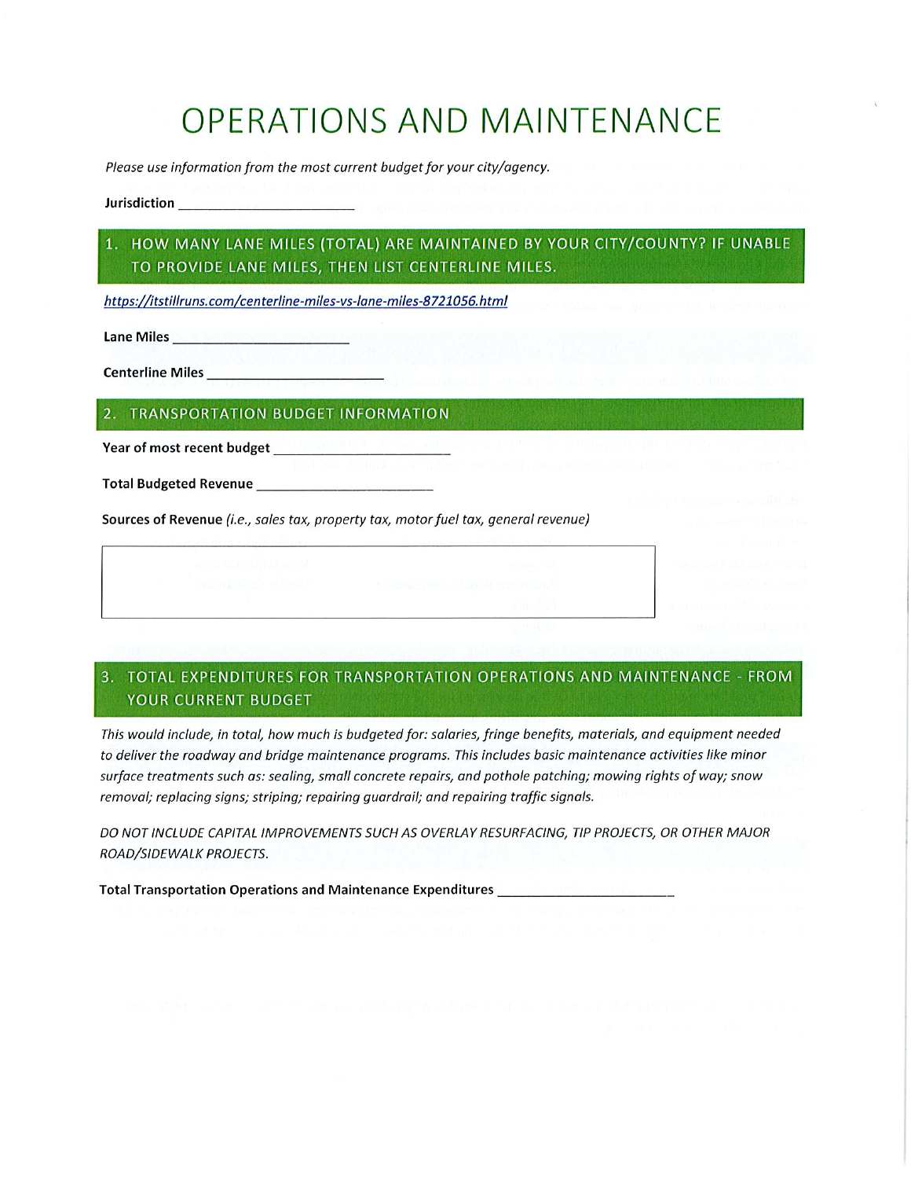# OPERATIONS AND MAINTENANCE

*Please use information from the most current budget for your city/agency.*

**Jurisdiction** ______________________

## 1. HOW MANY LANE MILES (TOTAL) ARE MAINTAINED BY YOUR CITY/COUNTY? IF UNABLE TO PROVIDE LANE MILES, THEN LIST CENTERLINE MILES.

*https://itstillruns.com/centerline-miles-vs-lane-miles-8721056.html*

**Lane Miles** ______________________

**Centerline Miles** ______________________

## 2. TRANSPORTATION BUDGET INFORMATION

**Year of most recent budget** ______________________

**Total Budgeted Revenue** ______________________

**Sources of Revenue** *(i.e., sales tax, property tax, motor fuel tax, general revenue)*

## 3. TOTAL EXPENDITURES FOR TRANSPORTATION OPERATIONS AND MAINTENANCE - FROM YOUR CURRENT BUDGET

*This would include, in total, how much is budgeted for: salaries, fringe benefits, materials, and equipment needed to deliver the roadway and bridge maintenance programs. This includes basic maintenance activities like minor surface treatments such as: sealing, small concrete repairs, and pothole patching; mowing rights of way; snow removal; replacing signs; striping; repairing guardrail; and repairing traffic signals.*

*DO NOT INCLUDE CAPITAL IMPROVEMENTS SUCH AS OVERLAY RESURFACING, TIP PROJECTS, OR OTHER MAJOR ROAD/SIDEWALK PROJECTS.*

**Total Transportation Operations and Maintenance Expenditures** ______________________